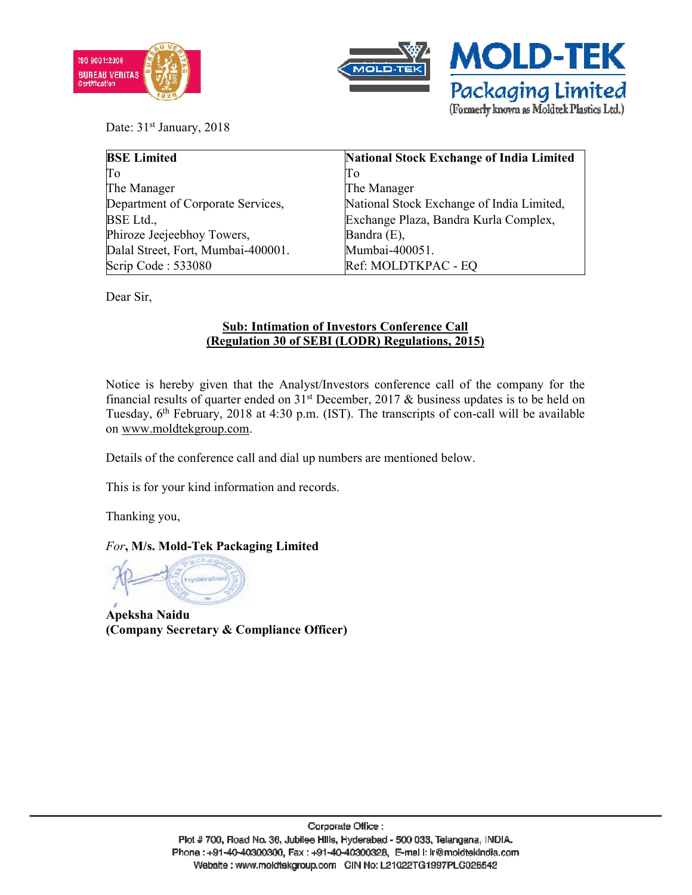MOLD-TEK

Packaging Limited

(Formerly known as Moldtek Plastics Ltd.)

Date: 31st January, 2018

| BSE Limited | National Stock Exchange of India Limited |
|---|---|
| To | To |
| The Manager | The Manager |
| Department of Corporate Services, | National Stock Exchange of India Limited, |
| BSE Ltd., | Exchange Plaza, Bandra Kurla Complex, |
| Phiroze Jeejeebhoy Towers, | Bandra (E), |
| Dalal Street, Fort, Mumbai-400001. | Mumbai-400051. |
| Scrip Code : 533080 | Ref: MOLDTKPAC - EQ |

Dear Sir,

**Sub: Intimation of Investors Conference Call**
**(Regulation 30 of SEBI (LODR) Regulations, 2015)**

Notice is hereby given that the Analyst/Investors conference call of the company for the financial results of quarter ended on 31st December, 2017 & business updates is to be held on Tuesday, 6th February, 2018 at 4:30 p.m. (IST). The transcripts of con-call will be available on www.moldtekgroup.com.

Details of the conference call and dial up numbers are mentioned below.

This is for your kind information and records.

Thanking you,

*For*, **M/s. Mold-Tek Packaging Limited**

**Apeksha Naidu**
**(Company Secretary & Compliance Officer)**

Corporate Office :
Plot # 700, Road No. 36, Jubilee Hills, Hyderabad - 500 033, Telangana, INDIA.
Phone : +91-40-40300300, Fax : +91-40-40300328, E-mail: ir@moldtekindia.com
Website : www.moldtekgroup.com CIN No: L21022TG1997PLC026542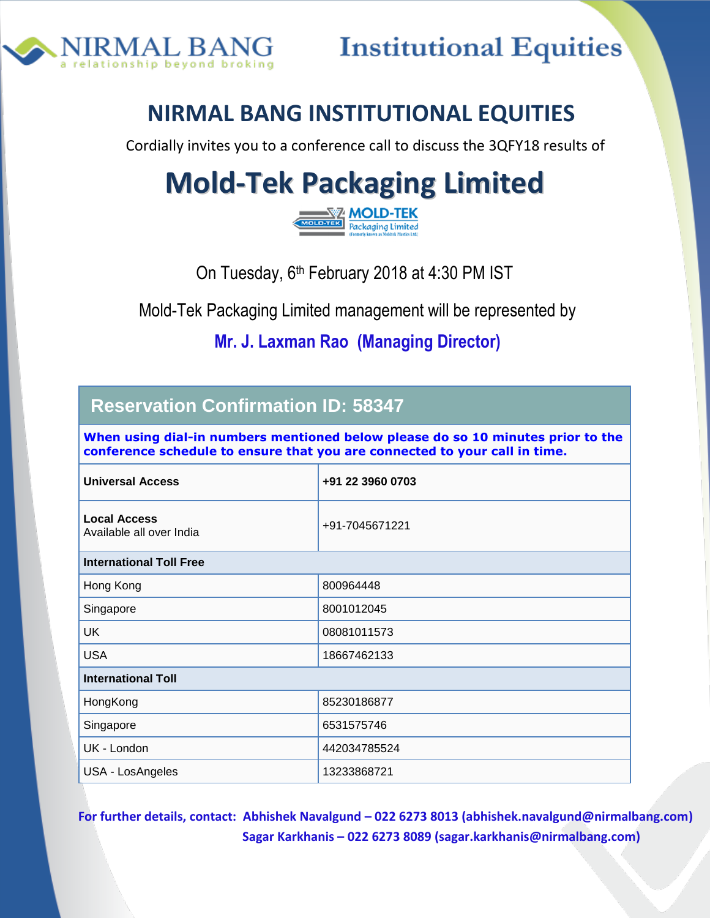NIRMAL BANG
a relationship beyond broking

Institutional Equities

# NIRMAL BANG INSTITUTIONAL EQUITIES

Cordially invites you to a conference call to discuss the 3QFY18 results of

# Mold-Tek Packaging Limited

On Tuesday, 6th February 2018 at 4:30 PM IST

Mold-Tek Packaging Limited management will be represented by

**Mr. J. Laxman Rao (Managing Director)**

| **Reservation Confirmation ID: 58347** | |
|---|---|
| **When using dial-in numbers mentioned below please do so 10 minutes prior to the conference schedule to ensure that you are connected to your call in time.** | |
| **Universal Access** | **+91 22 3960 0703** |
| **Local Access** Available all over India | +91-7045671221 |
| **International Toll Free** | |
| Hong Kong | 800964448 |
| Singapore | 8001012045 |
| UK | 08081011573 |
| USA | 18667462133 |
| **International Toll** | |
| HongKong | 85230186877 |
| Singapore | 6531575746 |
| UK - London | 442034785524 |
| USA - LosAngeles | 13233868721 |

**For further details, contact: Abhishek Navalgund – 022 6273 8013 (abhishek.navalgund@nirmalbang.com)**
**Sagar Karkhanis – 022 6273 8089 (sagar.karkhanis@nirmalbang.com)**